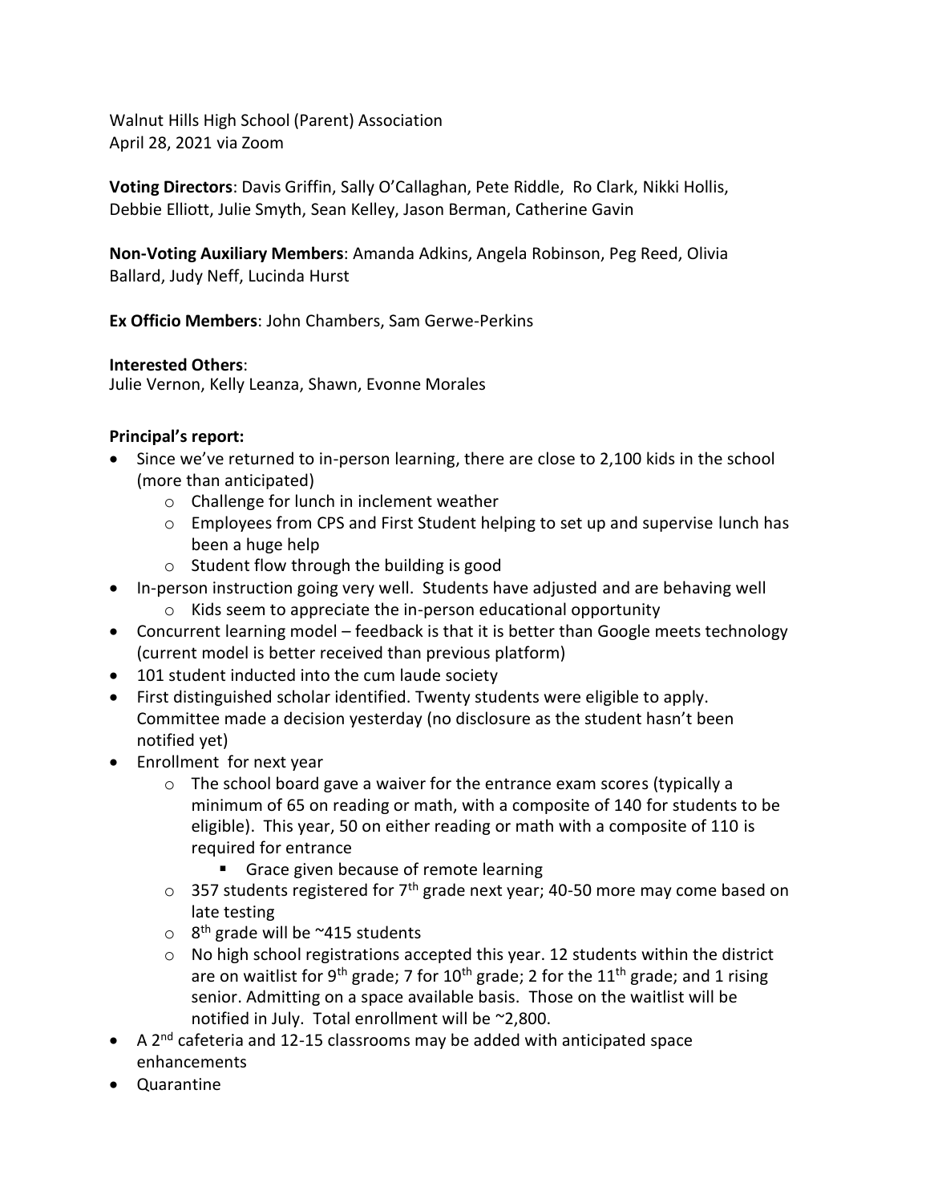Walnut Hills High School (Parent) Association
April 28, 2021 via Zoom

**Voting Directors**: Davis Griffin, Sally O'Callaghan, Pete Riddle, Ro Clark, Nikki Hollis, Debbie Elliott, Julie Smyth, Sean Kelley, Jason Berman, Catherine Gavin

**Non-Voting Auxiliary Members**: Amanda Adkins, Angela Robinson, Peg Reed, Olivia Ballard, Judy Neff, Lucinda Hurst

**Ex Officio Members**: John Chambers, Sam Gerwe-Perkins

**Interested Others**:
Julie Vernon, Kelly Leanza, Shawn, Evonne Morales

**Principal's report:**

- Since we've returned to in-person learning, there are close to 2,100 kids in the school (more than anticipated)
  - Challenge for lunch in inclement weather
  - Employees from CPS and First Student helping to set up and supervise lunch has been a huge help
  - Student flow through the building is good
- In-person instruction going very well. Students have adjusted and are behaving well
  - Kids seem to appreciate the in-person educational opportunity
- Concurrent learning model – feedback is that it is better than Google meets technology (current model is better received than previous platform)
- 101 student inducted into the cum laude society
- First distinguished scholar identified. Twenty students were eligible to apply. Committee made a decision yesterday (no disclosure as the student hasn't been notified yet)
- Enrollment for next year
  - The school board gave a waiver for the entrance exam scores (typically a minimum of 65 on reading or math, with a composite of 140 for students to be eligible). This year, 50 on either reading or math with a composite of 110 is required for entrance
    - Grace given because of remote learning
  - 357 students registered for 7th grade next year; 40-50 more may come based on late testing
  - 8th grade will be ~415 students
  - No high school registrations accepted this year. 12 students within the district are on waitlist for 9th grade; 7 for 10th grade; 2 for the 11th grade; and 1 rising senior. Admitting on a space available basis. Those on the waitlist will be notified in July. Total enrollment will be ~2,800.
- A 2nd cafeteria and 12-15 classrooms may be added with anticipated space enhancements
- Quarantine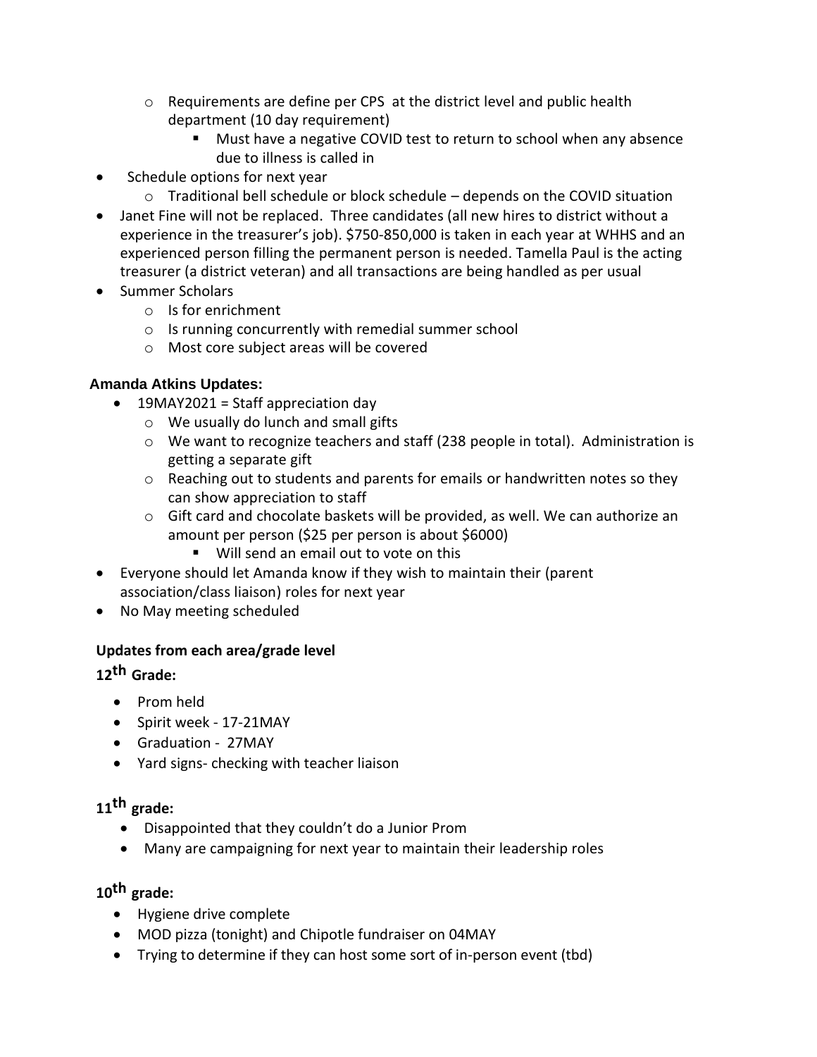- Requirements are define per CPS at the district level and public health department (10 day requirement)
        - Must have a negative COVID test to return to school when any absence due to illness is called in
- Schedule options for next year
    - Traditional bell schedule or block schedule – depends on the COVID situation
- Janet Fine will not be replaced. Three candidates (all new hires to district without a experience in the treasurer's job). $750-850,000 is taken in each year at WHHS and an experienced person filling the permanent person is needed. Tamella Paul is the acting treasurer (a district veteran) and all transactions are being handled as per usual
- Summer Scholars
    - Is for enrichment
    - Is running concurrently with remedial summer school
    - Most core subject areas will be covered

**Amanda Atkins Updates:**

- 19MAY2021 = Staff appreciation day
    - We usually do lunch and small gifts
    - We want to recognize teachers and staff (238 people in total). Administration is getting a separate gift
    - Reaching out to students and parents for emails or handwritten notes so they can show appreciation to staff
    - Gift card and chocolate baskets will be provided, as well. We can authorize an amount per person ($25 per person is about $6000)
        - Will send an email out to vote on this
- Everyone should let Amanda know if they wish to maintain their (parent association/class liaison) roles for next year
- No May meeting scheduled

**Updates from each area/grade level**

**12th Grade:**

- Prom held
- Spirit week - 17-21MAY
- Graduation - 27MAY
- Yard signs- checking with teacher liaison

**11th grade:**

- Disappointed that they couldn't do a Junior Prom
- Many are campaigning for next year to maintain their leadership roles

**10th grade:**

- Hygiene drive complete
- MOD pizza (tonight) and Chipotle fundraiser on 04MAY
- Trying to determine if they can host some sort of in-person event (tbd)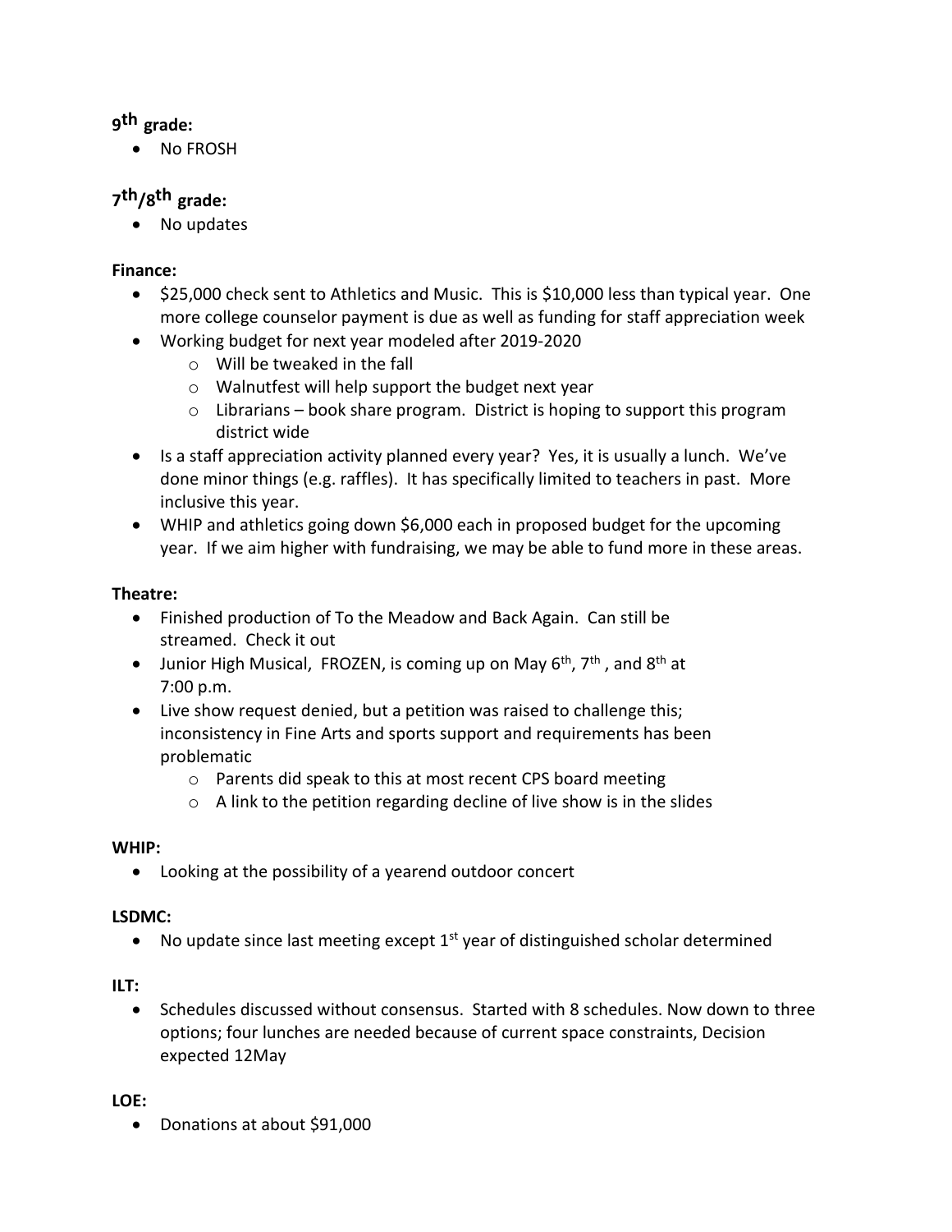**9th grade:**

- No FROSH

**7th/8th grade:**

- No updates

**Finance:**

- $25,000 check sent to Athletics and Music. This is $10,000 less than typical year. One more college counselor payment is due as well as funding for staff appreciation week
- Working budget for next year modeled after 2019-2020
  - Will be tweaked in the fall
  - Walnutfest will help support the budget next year
  - Librarians – book share program. District is hoping to support this program district wide
- Is a staff appreciation activity planned every year? Yes, it is usually a lunch. We've done minor things (e.g. raffles). It has specifically limited to teachers in past. More inclusive this year.
- WHIP and athletics going down $6,000 each in proposed budget for the upcoming year. If we aim higher with fundraising, we may be able to fund more in these areas.

**Theatre:**

- Finished production of To the Meadow and Back Again. Can still be streamed. Check it out
- Junior High Musical, FROZEN, is coming up on May 6th, 7th, and 8th at 7:00 p.m.
- Live show request denied, but a petition was raised to challenge this; inconsistency in Fine Arts and sports support and requirements has been problematic
  - Parents did speak to this at most recent CPS board meeting
  - A link to the petition regarding decline of live show is in the slides

**WHIP:**

- Looking at the possibility of a yearend outdoor concert

**LSDMC:**

- No update since last meeting except 1st year of distinguished scholar determined

**ILT:**

- Schedules discussed without consensus. Started with 8 schedules. Now down to three options; four lunches are needed because of current space constraints, Decision expected 12May

**LOE:**

- Donations at about $91,000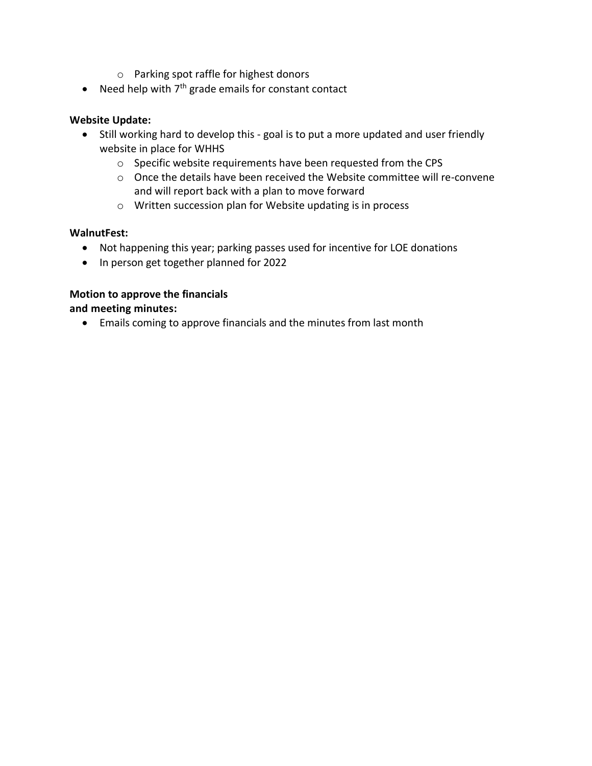- Parking spot raffle for highest donors
- Need help with 7th grade emails for constant contact

**Website Update:**

- Still working hard to develop this - goal is to put a more updated and user friendly website in place for WHHS
  - Specific website requirements have been requested from the CPS
  - Once the details have been received the Website committee will re-convene and will report back with a plan to move forward
  - Written succession plan for Website updating is in process

**WalnutFest:**

- Not happening this year; parking passes used for incentive for LOE donations
- In person get together planned for 2022

**Motion to approve the financials and meeting minutes:**

- Emails coming to approve financials and the minutes from last month